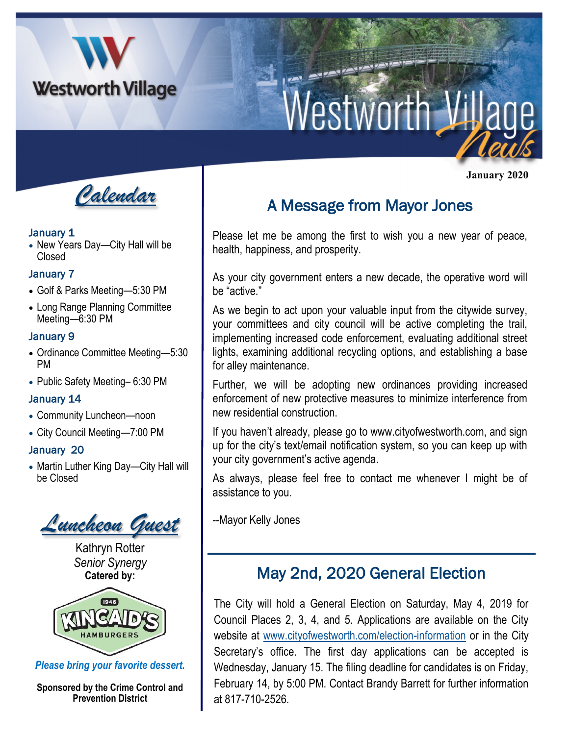# Westworth Village News

January 2020

## Calendar

**January 1**

- New Years Day—City Hall will be Closed

**January 7**

- Golf & Parks Meeting—5:30 PM
- Long Range Planning Committee Meeting—6:30 PM

**January 9**

- Ordinance Committee Meeting—5:30 PM
- Public Safety Meeting– 6:30 PM

**January 14**

- Community Luncheon—noon
- City Council Meeting—7:00 PM

**January 20**

- Martin Luther King Day—City Hall will be Closed

## Luncheon Guest

Kathryn Rotter

*Senior Synergy*

**Catered by:**

Kincaid's Hamburgers 1946

*Please bring your favorite dessert.*

**Sponsored by the Crime Control and Prevention District**

## A Message from Mayor Jones

Please let me be among the first to wish you a new year of peace, health, happiness, and prosperity.

As your city government enters a new decade, the operative word will be "active."

As we begin to act upon your valuable input from the citywide survey, your committees and city council will be active completing the trail, implementing increased code enforcement, evaluating additional street lights, examining additional recycling options, and establishing a base for alley maintenance.

Further, we will be adopting new ordinances providing increased enforcement of new protective measures to minimize interference from new residential construction.

If you haven't already, please go to www.cityofwestworth.com, and sign up for the city's text/email notification system, so you can keep up with your city government's active agenda.

As always, please feel free to contact me whenever I might be of assistance to you.

--Mayor Kelly Jones

## May 2nd, 2020 General Election

The City will hold a General Election on Saturday, May 4, 2019 for Council Places 2, 3, 4, and 5. Applications are available on the City website at www.cityofwestworth.com/election-information or in the City Secretary's office. The first day applications can be accepted is Wednesday, January 15. The filing deadline for candidates is on Friday, February 14, by 5:00 PM. Contact Brandy Barrett for further information at 817-710-2526.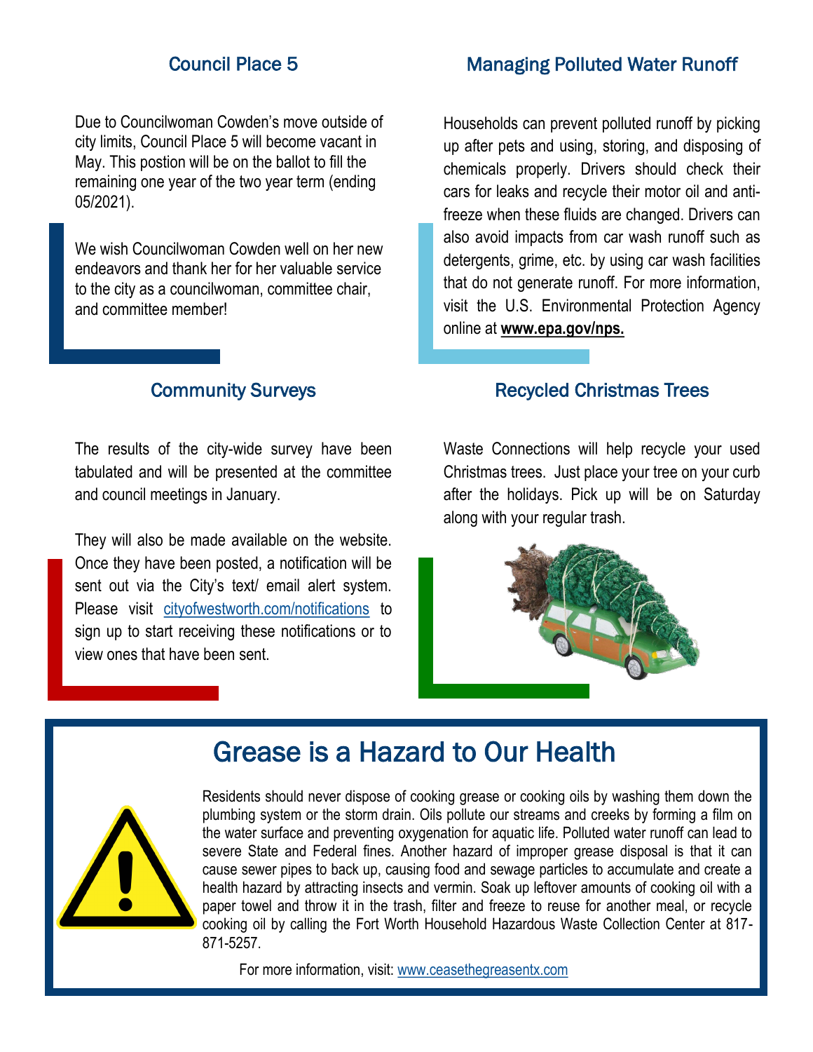## Council Place 5

Due to Councilwoman Cowden's move outside of city limits, Council Place 5 will become vacant in May. This postion will be on the ballot to fill the remaining one year of the two year term (ending 05/2021).

We wish Councilwoman Cowden well on her new endeavors and thank her for her valuable service to the city as a councilwoman, committee chair, and committee member!

## Managing Polluted Water Runoff

Households can prevent polluted runoff by picking up after pets and using, storing, and disposing of chemicals properly. Drivers should check their cars for leaks and recycle their motor oil and anti-freeze when these fluids are changed. Drivers can also avoid impacts from car wash runoff such as detergents, grime, etc. by using car wash facilities that do not generate runoff. For more information, visit the U.S. Environmental Protection Agency online at **www.epa.gov/nps.**

## Community Surveys

The results of the city-wide survey have been tabulated and will be presented at the committee and council meetings in January.

They will also be made available on the website. Once they have been posted, a notification will be sent out via the City's text/ email alert system. Please visit cityofwestworth.com/notifications to sign up to start receiving these notifications or to view ones that have been sent.

## Recycled Christmas Trees

Waste Connections will help recycle your used Christmas trees. Just place your tree on your curb after the holidays. Pick up will be on Saturday along with your regular trash.

# Grease is a Hazard to Our Health

Residents should never dispose of cooking grease or cooking oils by washing them down the plumbing system or the storm drain. Oils pollute our streams and creeks by forming a film on the water surface and preventing oxygenation for aquatic life. Polluted water runoff can lead to severe State and Federal fines. Another hazard of improper grease disposal is that it can cause sewer pipes to back up, causing food and sewage particles to accumulate and create a health hazard by attracting insects and vermin. Soak up leftover amounts of cooking oil with a paper towel and throw it in the trash, filter and freeze to reuse for another meal, or recycle cooking oil by calling the Fort Worth Household Hazardous Waste Collection Center at 817-871-5257.

For more information, visit: www.ceasethegreasentx.com